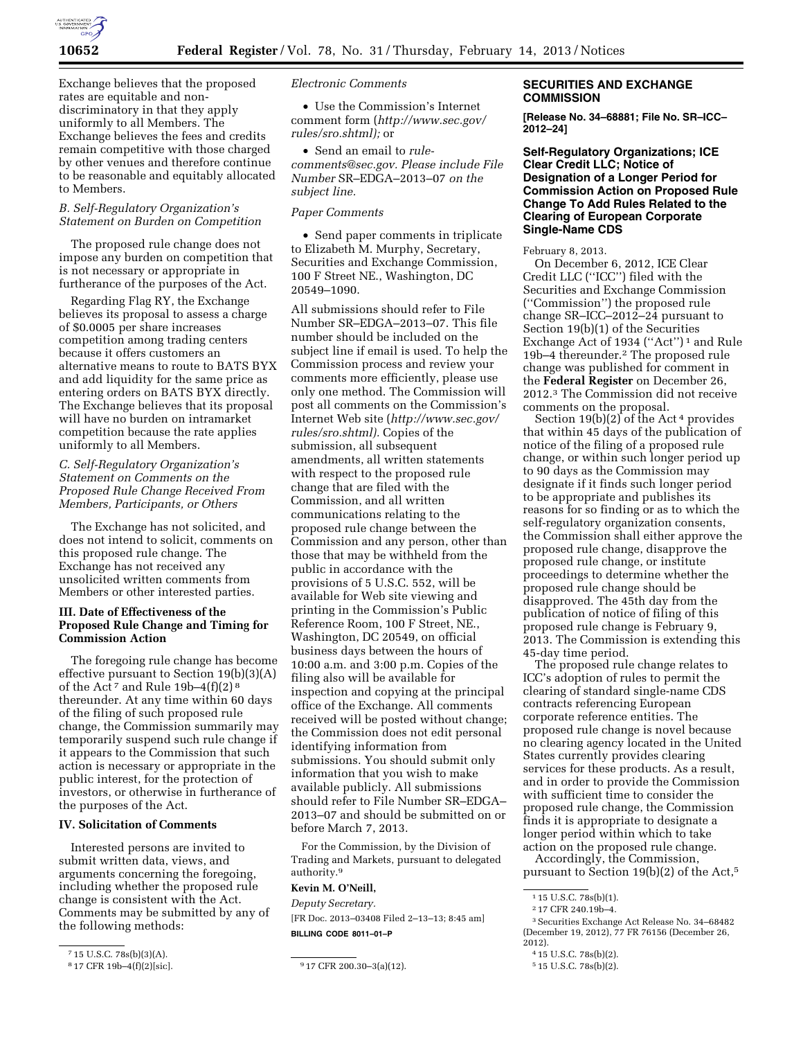Exchange believes that the proposed rates are equitable and non-discriminatory in that they apply uniformly to all Members. The Exchange believes the fees and credits remain competitive with those charged by other venues and therefore continue to be reasonable and equitably allocated to Members.

*B. Self-Regulatory Organization's Statement on Burden on Competition*

The proposed rule change does not impose any burden on competition that is not necessary or appropriate in furtherance of the purposes of the Act.

Regarding Flag RY, the Exchange believes its proposal to assess a charge of $0.0005 per share increases competition among trading centers because it offers customers an alternative means to route to BATS BYX and add liquidity for the same price as entering orders on BATS BYX directly. The Exchange believes that its proposal will have no burden on intramarket competition because the rate applies uniformly to all Members.

*C. Self-Regulatory Organization's Statement on Comments on the Proposed Rule Change Received From Members, Participants, or Others*

The Exchange has not solicited, and does not intend to solicit, comments on this proposed rule change. The Exchange has not received any unsolicited written comments from Members or other interested parties.

**III. Date of Effectiveness of the Proposed Rule Change and Timing for Commission Action**

The foregoing rule change has become effective pursuant to Section 19(b)(3)(A) of the Act [7] and Rule 19b–4(f)(2) [8] thereunder. At any time within 60 days of the filing of such proposed rule change, the Commission summarily may temporarily suspend such rule change if it appears to the Commission that such action is necessary or appropriate in the public interest, for the protection of investors, or otherwise in furtherance of the purposes of the Act.

**IV. Solicitation of Comments**

Interested persons are invited to submit written data, views, and arguments concerning the foregoing, including whether the proposed rule change is consistent with the Act. Comments may be submitted by any of the following methods:

[7] 15 U.S.C. 78s(b)(3)(A).

[8] 17 CFR 19b–4(f)(2)[sic].

*Electronic Comments*

- Use the Commission's Internet comment form (*http://www.sec.gov/rules/sro.shtml);* or
- Send an email to *rule-comments@sec.gov. Please include File Number* SR–EDGA–2013–07 *on the subject line.*

*Paper Comments*

- Send paper comments in triplicate to Elizabeth M. Murphy, Secretary, Securities and Exchange Commission, 100 F Street NE., Washington, DC 20549–1090.

All submissions should refer to File Number SR–EDGA–2013–07. This file number should be included on the subject line if email is used. To help the Commission process and review your comments more efficiently, please use only one method. The Commission will post all comments on the Commission's Internet Web site (*http://www.sec.gov/rules/sro.shtml).* Copies of the submission, all subsequent amendments, all written statements with respect to the proposed rule change that are filed with the Commission, and all written communications relating to the proposed rule change between the Commission and any person, other than those that may be withheld from the public in accordance with the provisions of 5 U.S.C. 552, will be available for Web site viewing and printing in the Commission's Public Reference Room, 100 F Street, NE., Washington, DC 20549, on official business days between the hours of 10:00 a.m. and 3:00 p.m. Copies of the filing also will be available for inspection and copying at the principal office of the Exchange. All comments received will be posted without change; the Commission does not edit personal identifying information from submissions. You should submit only information that you wish to make available publicly. All submissions should refer to File Number SR–EDGA–2013–07 and should be submitted on or before March 7, 2013.

For the Commission, by the Division of Trading and Markets, pursuant to delegated authority.[9]

**Kevin M. O'Neill,**

*Deputy Secretary.*

[FR Doc. 2013–03408 Filed 2–13–13; 8:45 am]

**BILLING CODE 8011–01–P**

[9] 17 CFR 200.30–3(a)(12).

## SECURITIES AND EXCHANGE COMMISSION

**[Release No. 34–68881; File No. SR–ICC–2012–24]**

### Self-Regulatory Organizations; ICE Clear Credit LLC; Notice of Designation of a Longer Period for Commission Action on Proposed Rule Change To Add Rules Related to the Clearing of European Corporate Single-Name CDS

February 8, 2013.

On December 6, 2012, ICE Clear Credit LLC ("ICC") filed with the Securities and Exchange Commission ("Commission") the proposed rule change SR–ICC–2012–24 pursuant to Section 19(b)(1) of the Securities Exchange Act of 1934 ("Act") [1] and Rule 19b–4 thereunder.[2] The proposed rule change was published for comment in the **Federal Register** on December 26, 2012.[3] The Commission did not receive comments on the proposal.

Section 19(b)(2) of the Act [4] provides that within 45 days of the publication of notice of the filing of a proposed rule change, or within such longer period up to 90 days as the Commission may designate if it finds such longer period to be appropriate and publishes its reasons for so finding or as to which the self-regulatory organization consents, the Commission shall either approve the proposed rule change, disapprove the proposed rule change, or institute proceedings to determine whether the proposed rule change should be disapproved. The 45th day from the publication of notice of filing of this proposed rule change is February 9, 2013. The Commission is extending this 45-day time period.

The proposed rule change relates to ICC's adoption of rules to permit the clearing of standard single-name CDS contracts referencing European corporate reference entities. The proposed rule change is novel because no clearing agency located in the United States currently provides clearing services for these products. As a result, and in order to provide the Commission with sufficient time to consider the proposed rule change, the Commission finds it is appropriate to designate a longer period within which to take action on the proposed rule change.

Accordingly, the Commission, pursuant to Section 19(b)(2) of the Act,[5]

[1] 15 U.S.C. 78s(b)(1).

[2] 17 CFR 240.19b–4.

[3] Securities Exchange Act Release No. 34–68482 (December 19, 2012), 77 FR 76156 (December 26, 2012).

[4] 15 U.S.C. 78s(b)(2).

[5] 15 U.S.C. 78s(b)(2).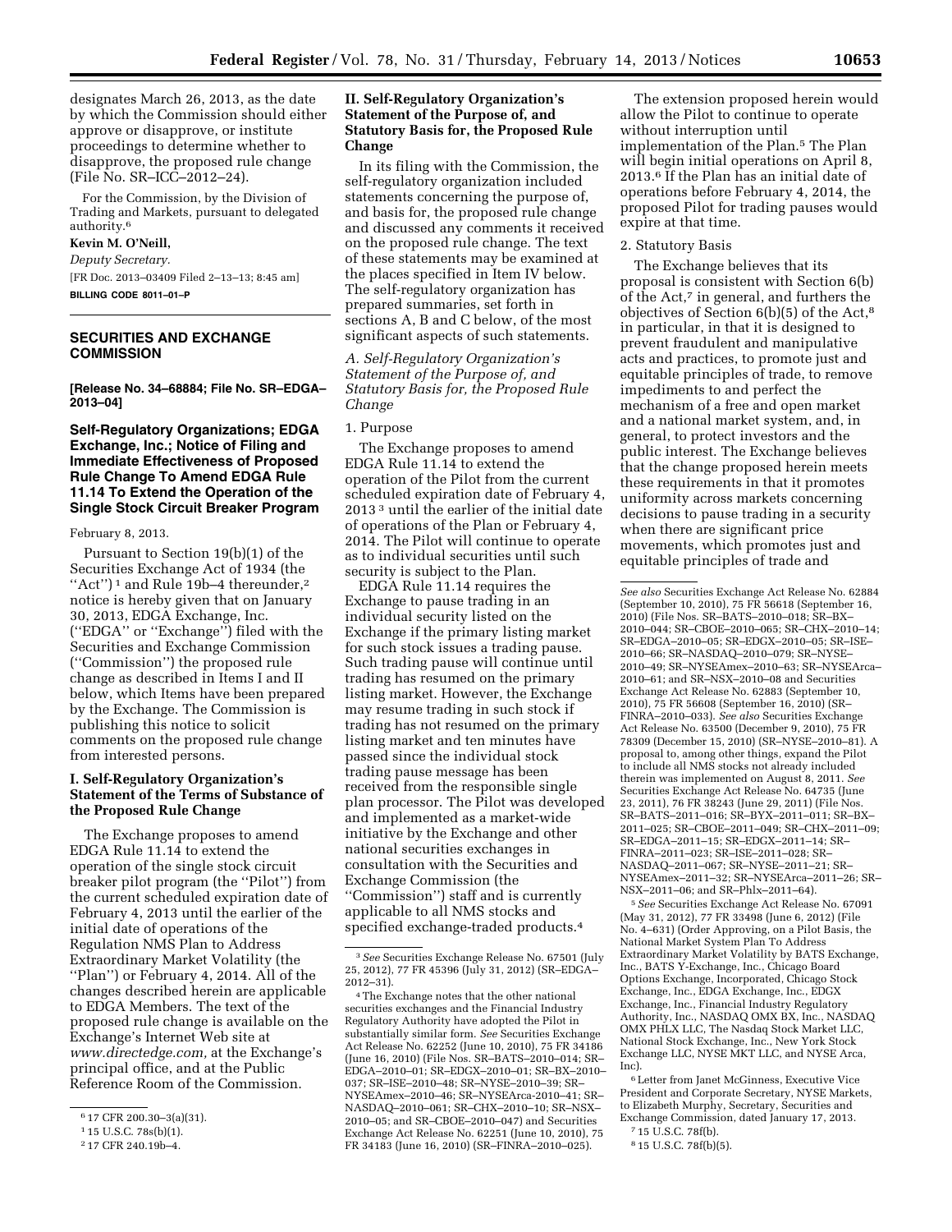designates March 26, 2013, as the date by which the Commission should either approve or disapprove, or institute proceedings to determine whether to disapprove, the proposed rule change (File No. SR–ICC–2012–24).

For the Commission, by the Division of Trading and Markets, pursuant to delegated authority.[6]

**Kevin M. O'Neill,**

*Deputy Secretary.*

[FR Doc. 2013–03409 Filed 2–13–13; 8:45 am]

**BILLING CODE 8011–01–P**

---

[6] 17 CFR 200.30–3(a)(31).

---

## SECURITIES AND EXCHANGE COMMISSION

**[Release No. 34–68884; File No. SR–EDGA–2013–04]**

## Self-Regulatory Organizations; EDGA Exchange, Inc.; Notice of Filing and Immediate Effectiveness of Proposed Rule Change To Amend EDGA Rule 11.14 To Extend the Operation of the Single Stock Circuit Breaker Program

February 8, 2013.

Pursuant to Section 19(b)(1) of the Securities Exchange Act of 1934 (the "Act")[1] and Rule 19b–4 thereunder,[2] notice is hereby given that on January 30, 2013, EDGA Exchange, Inc. ("EDGA" or "Exchange") filed with the Securities and Exchange Commission ("Commission") the proposed rule change as described in Items I and II below, which Items have been prepared by the Exchange. The Commission is publishing this notice to solicit comments on the proposed rule change from interested persons.

### I. Self-Regulatory Organization's Statement of the Terms of Substance of the Proposed Rule Change

The Exchange proposes to amend EDGA Rule 11.14 to extend the operation of the single stock circuit breaker pilot program (the "Pilot") from the current scheduled expiration date of February 4, 2013 until the earlier of the initial date of operations of the Regulation NMS Plan to Address Extraordinary Market Volatility (the "Plan") or February 4, 2014. All of the changes described herein are applicable to EDGA Members. The text of the proposed rule change is available on the Exchange's Internet Web site at *www.directedge.com*, at the Exchange's principal office, and at the Public Reference Room of the Commission.

### II. Self-Regulatory Organization's Statement of the Purpose of, and Statutory Basis for, the Proposed Rule Change

In its filing with the Commission, the self-regulatory organization included statements concerning the purpose of, and basis for, the proposed rule change and discussed any comments it received on the proposed rule change. The text of these statements may be examined at the places specified in Item IV below. The self-regulatory organization has prepared summaries, set forth in sections A, B and C below, of the most significant aspects of such statements.

*A. Self-Regulatory Organization's Statement of the Purpose of, and Statutory Basis for, the Proposed Rule Change*

1. Purpose

The Exchange proposes to amend EDGA Rule 11.14 to extend the operation of the Pilot from the current scheduled expiration date of February 4, 2013[3] until the earlier of the initial date of operations of the Plan or February 4, 2014. The Pilot will continue to operate as to individual securities until such security is subject to the Plan.

EDGA Rule 11.14 requires the Exchange to pause trading in an individual security listed on the Exchange if the primary listing market for such stock issues a trading pause. Such trading pause will continue until trading has resumed on the primary listing market. However, the Exchange may resume trading in such stock if trading has not resumed on the primary listing market and ten minutes have passed since the individual stock trading pause message has been received from the responsible single plan processor. The Pilot was developed and implemented as a market-wide initiative by the Exchange and other national securities exchanges in consultation with the Securities and Exchange Commission (the "Commission") staff and is currently applicable to all NMS stocks and specified exchange-traded products.[4]

The extension proposed herein would allow the Pilot to continue to operate without interruption until implementation of the Plan.[5] The Plan will begin initial operations on April 8, 2013.[6] If the Plan has an initial date of operations before February 4, 2014, the proposed Pilot for trading pauses would expire at that time.

2. Statutory Basis

The Exchange believes that its proposal is consistent with Section 6(b) of the Act,[7] in general, and furthers the objectives of Section 6(b)(5) of the Act,[8] in particular, in that it is designed to prevent fraudulent and manipulative acts and practices, to promote just and equitable principles of trade, to remove impediments to and perfect the mechanism of a free and open market and a national market system, and, in general, to protect investors and the public interest. The Exchange believes that the change proposed herein meets these requirements in that it promotes uniformity across markets concerning decisions to pause trading in a security when there are significant price movements, which promotes just and equitable principles of trade and

---

[1] 15 U.S.C. 78s(b)(1).

[2] 17 CFR 240.19b–4.

[3] *See* Securities Exchange Release No. 67501 (July 25, 2012), 77 FR 45396 (July 31, 2012) (SR–EDGA–2012–31).

[4] The Exchange notes that the other national securities exchanges and the Financial Industry Regulatory Authority have adopted the Pilot in substantially similar form. *See* Securities Exchange Act Release No. 62252 (June 10, 2010), 75 FR 34186 (June 16, 2010) (File Nos. SR–BATS–2010–014; SR–EDGA–2010–01; SR–EDGX–2010–01; SR–BX–2010–037; SR–ISE–2010–48; SR–NYSE–2010–39; SR–NYSEAmex–2010–46; SR–NYSEArca-2010–41; SR–NASDAQ–2010–061; SR–CHX–2010–10; SR–NSX–2010–05; and SR–CBOE–2010–047) and Securities Exchange Act Release No. 62251 (June 10, 2010), 75 FR 34183 (June 16, 2010) (SR–FINRA–2010–025). *See also* Securities Exchange Act Release No. 62884 (September 10, 2010), 75 FR 56618 (September 16, 2010) (File Nos. SR–BATS–2010–018; SR–BX–2010–044; SR–CBOE–2010–065; SR–CHX–2010–14; SR–EDGA–2010–05; SR–EDGX–2010–05; SR–ISE–2010–66; SR–NASDAQ–2010–079; SR–NYSE–2010–49; SR–NYSEAmex–2010–63; SR–NYSEArca–2010–61; and SR–NSX–2010–08 and Securities Exchange Act Release No. 62883 (September 10, 2010), 75 FR 56608 (September 16, 2010) (SR–FINRA–2010–033). *See also* Securities Exchange Act Release No. 63500 (December 9, 2010), 75 FR 78309 (December 15, 2010) (SR–NYSE–2010–81). A proposal to, among other things, expand the Pilot to include all NMS stocks not already included therein was implemented on August 8, 2011. *See* Securities Exchange Act Release No. 64735 (June 23, 2011), 76 FR 38243 (June 29, 2011) (File Nos. SR–BATS–2011–016; SR–BYX–2011–011; SR–BX–2011–025; SR–CBOE–2011–049; SR–CHX–2011–09; SR–EDGA–2011–15; SR–EDGX–2011–14; SR–FINRA–2011–023; SR–ISE–2011–028; SR–NASDAQ–2011–067; SR–NYSE–2011–21; SR–NYSEAmex–2011–32; SR–NYSEArca–2011–26; SR–NSX–2011–06; and SR–Phlx–2011–64).

[5] *See* Securities Exchange Act Release No. 67091 (May 31, 2012), 77 FR 33498 (June 6, 2012) (File No. 4–631) (Order Approving, on a Pilot Basis, the National Market System Plan To Address Extraordinary Market Volatility by BATS Exchange, Inc., BATS Y-Exchange, Inc., Chicago Board Options Exchange, Incorporated, Chicago Stock Exchange, Inc., EDGA Exchange, Inc., EDGX Exchange, Inc., Financial Industry Regulatory Authority, Inc., NASDAQ OMX BX, Inc., NASDAQ OMX PHLX LLC, The Nasdaq Stock Market LLC, National Stock Exchange, Inc., New York Stock Exchange LLC, NYSE MKT LLC, and NYSE Arca, Inc).

[6] Letter from Janet McGinness, Executive Vice President and Corporate Secretary, NYSE Markets, to Elizabeth Murphy, Secretary, Securities and Exchange Commission, dated January 17, 2013.

[7] 15 U.S.C. 78f(b).

[8] 15 U.S.C. 78f(b)(5).